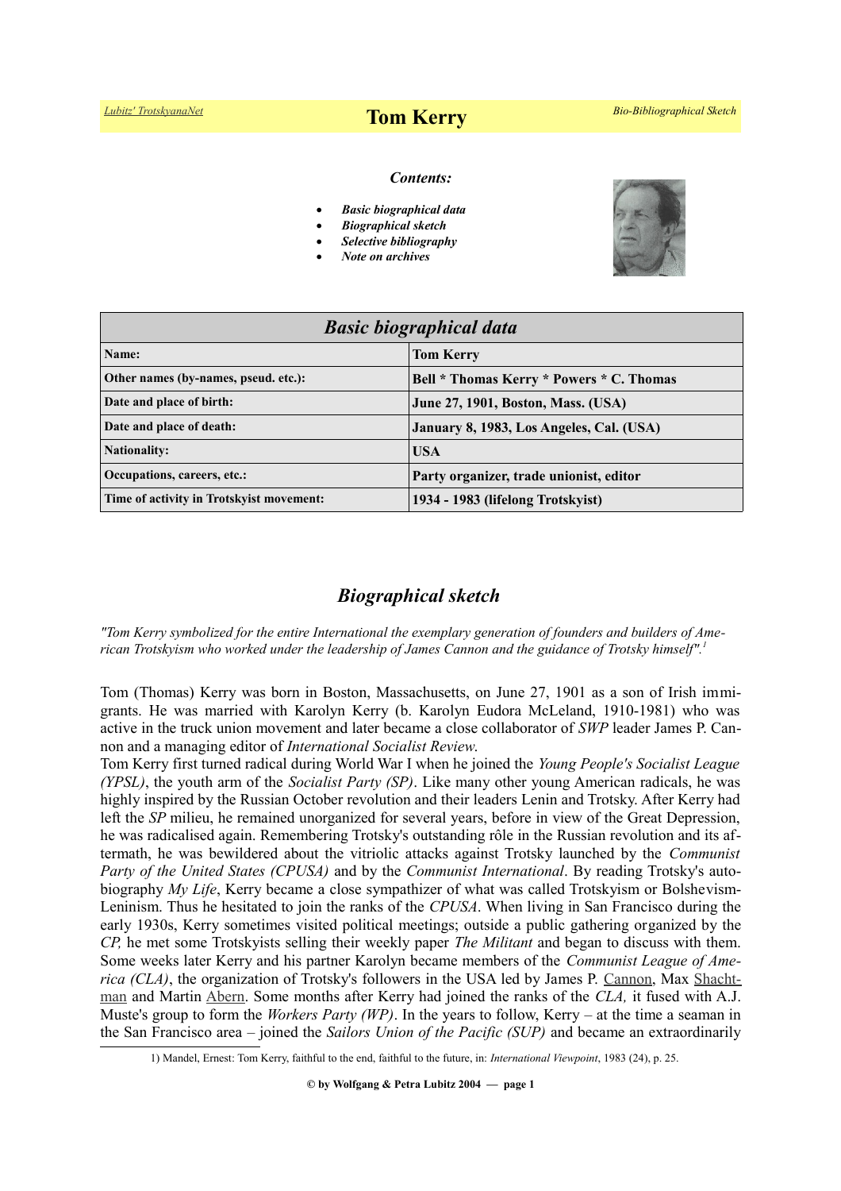# Tom Kerry

### *Contents:*

- ***Basic biographical data***
- ***Biographical sketch***
- ***Selective bibliography***
- ***Note on archives***

| *Basic biographical data* | |
|---|---|
| **Name:** | **Tom Kerry** |
| **Other names (by-names, pseud. etc.):** | **Bell * Thomas Kerry * Powers * C. Thomas** |
| **Date and place of birth:** | **June 27, 1901, Boston, Mass. (USA)** |
| **Date and place of death:** | **January 8, 1983, Los Angeles, Cal. (USA)** |
| **Nationality:** | **USA** |
| **Occupations, careers, etc.:** | **Party organizer, trade unionist, editor** |
| **Time of activity in Trotskyist movement:** | **1934 - 1983 (lifelong Trotskyist)** |

## *Biographical sketch*

*"Tom Kerry symbolized for the entire International the exemplary generation of founders and builders of American Trotskyism who worked under the leadership of James Cannon and the guidance of Trotsky himself".*[1]

Tom (Thomas) Kerry was born in Boston, Massachusetts, on June 27, 1901 as a son of Irish immigrants. He was married with Karolyn Kerry (b. Karolyn Eudora McLeland, 1910-1981) who was active in the truck union movement and later became a close collaborator of *SWP* leader James P. Cannon and a managing editor of *International Socialist Review*.

Tom Kerry first turned radical during World War I when he joined the *Young People's Socialist League (YPSL)*, the youth arm of the *Socialist Party (SP)*. Like many other young American radicals, he was highly inspired by the Russian October revolution and their leaders Lenin and Trotsky. After Kerry had left the *SP* milieu, he remained unorganized for several years, before in view of the Great Depression, he was radicalised again. Remembering Trotsky's outstanding rôle in the Russian revolution and its aftermath, he was bewildered about the vitriolic attacks against Trotsky launched by the *Communist Party of the United States (CPUSA)* and by the *Communist International*. By reading Trotsky's autobiography *My Life*, Kerry became a close sympathizer of what was called Trotskyism or Bolshevism-Leninism. Thus he hesitated to join the ranks of the *CPUSA*. When living in San Francisco during the early 1930s, Kerry sometimes visited political meetings; outside a public gathering organized by the *CP,* he met some Trotskyists selling their weekly paper *The Militant* and began to discuss with them. Some weeks later Kerry and his partner Karolyn became members of the *Communist League of America (CLA)*, the organization of Trotsky's followers in the USA led by James P. Cannon, Max Shachtman and Martin Abern. Some months after Kerry had joined the ranks of the *CLA,* it fused with A.J. Muste's group to form the *Workers Party (WP)*. In the years to follow, Kerry – at the time a seaman in the San Francisco area – joined the *Sailors Union of the Pacific (SUP)* and became an extraordinarily

1) Mandel, Ernest: Tom Kerry, faithful to the end, faithful to the future, in: *International Viewpoint*, 1983 (24), p. 25.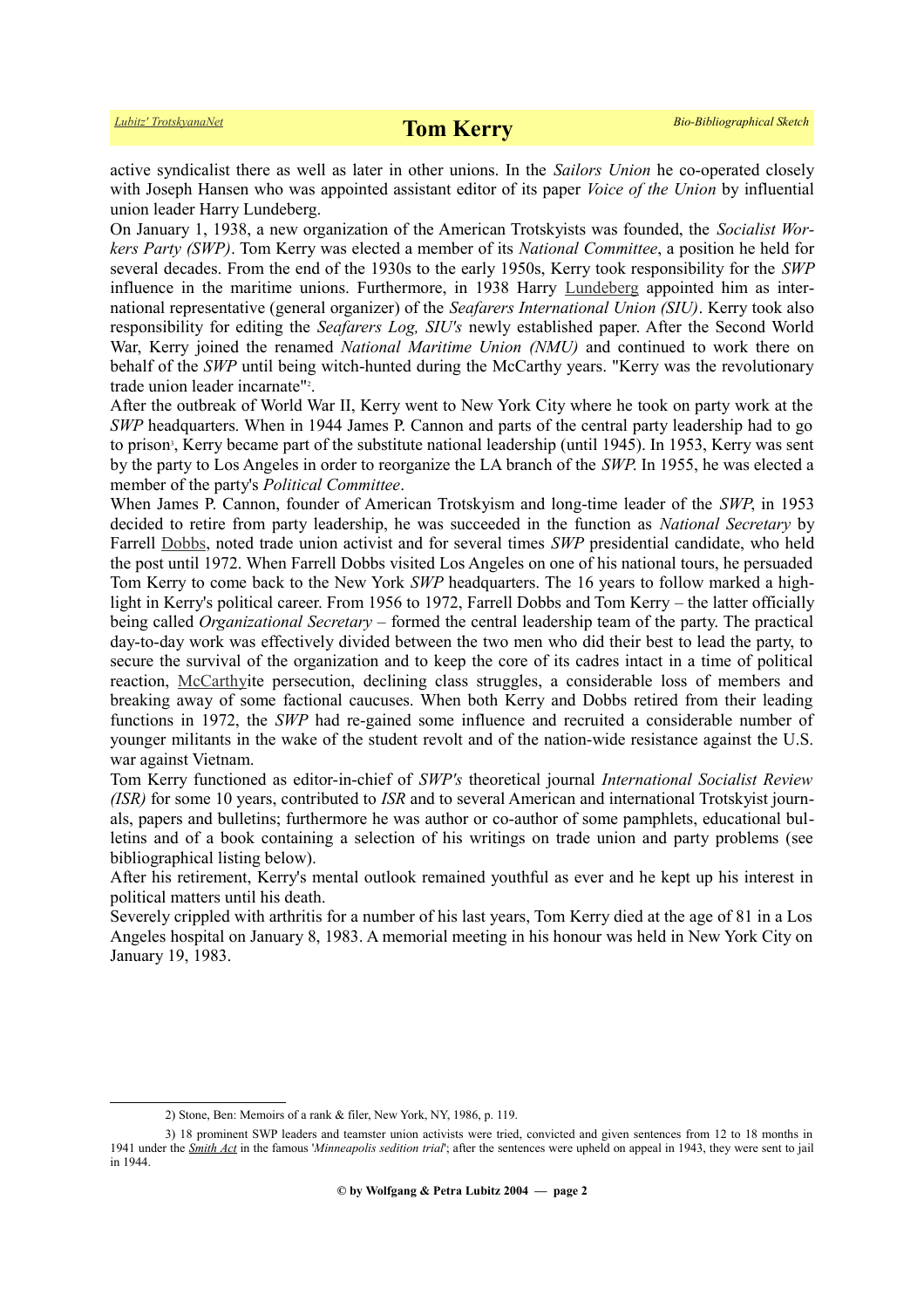active syndicalist there as well as later in other unions. In the *Sailors Union* he co-operated closely with Joseph Hansen who was appointed assistant editor of its paper *Voice of the Union* by influential union leader Harry Lundeberg.

On January 1, 1938, a new organization of the American Trotskyists was founded, the *Socialist Workers Party (SWP)*. Tom Kerry was elected a member of its *National Committee*, a position he held for several decades. From the end of the 1930s to the early 1950s, Kerry took responsibility for the *SWP* influence in the maritime unions. Furthermore, in 1938 Harry Lundeberg appointed him as international representative (general organizer) of the *Seafarers International Union (SIU)*. Kerry took also responsibility for editing the *Seafarers Log, SIU's* newly established paper. After the Second World War, Kerry joined the renamed *National Maritime Union (NMU)* and continued to work there on behalf of the *SWP* until being witch-hunted during the McCarthy years. "Kerry was the revolutionary trade union leader incarnate"[2].

After the outbreak of World War II, Kerry went to New York City where he took on party work at the *SWP* headquarters. When in 1944 James P. Cannon and parts of the central party leadership had to go to prison[3], Kerry became part of the substitute national leadership (until 1945). In 1953, Kerry was sent by the party to Los Angeles in order to reorganize the LA branch of the *SWP*. In 1955, he was elected a member of the party's *Political Committee*.

When James P. Cannon, founder of American Trotskyism and long-time leader of the *SWP*, in 1953 decided to retire from party leadership, he was succeeded in the function as *National Secretary* by Farrell Dobbs, noted trade union activist and for several times *SWP* presidential candidate, who held the post until 1972. When Farrell Dobbs visited Los Angeles on one of his national tours, he persuaded Tom Kerry to come back to the New York *SWP* headquarters. The 16 years to follow marked a highlight in Kerry's political career. From 1956 to 1972, Farrell Dobbs and Tom Kerry – the latter officially being called *Organizational Secretary* – formed the central leadership team of the party. The practical day-to-day work was effectively divided between the two men who did their best to lead the party, to secure the survival of the organization and to keep the core of its cadres intact in a time of political reaction, McCarthyite persecution, declining class struggles, a considerable loss of members and breaking away of some factional caucuses. When both Kerry and Dobbs retired from their leading functions in 1972, the *SWP* had re-gained some influence and recruited a considerable number of younger militants in the wake of the student revolt and of the nation-wide resistance against the U.S. war against Vietnam.

Tom Kerry functioned as editor-in-chief of *SWP's* theoretical journal *International Socialist Review (ISR)* for some 10 years, contributed to *ISR* and to several American and international Trotskyist journals, papers and bulletins; furthermore he was author or co-author of some pamphlets, educational bulletins and of a book containing a selection of his writings on trade union and party problems (see bibliographical listing below).

After his retirement, Kerry's mental outlook remained youthful as ever and he kept up his interest in political matters until his death.

Severely crippled with arthritis for a number of his last years, Tom Kerry died at the age of 81 in a Los Angeles hospital on January 8, 1983. A memorial meeting in his honour was held in New York City on January 19, 1983.

---

2) Stone, Ben: Memoirs of a rank & filer, New York, NY, 1986, p. 119.

3) 18 prominent SWP leaders and teamster union activists were tried, convicted and given sentences from 12 to 18 months in 1941 under the *Smith Act* in the famous '*Minneapolis sedition trial*'; after the sentences were upheld on appeal in 1943, they were sent to jail in 1944.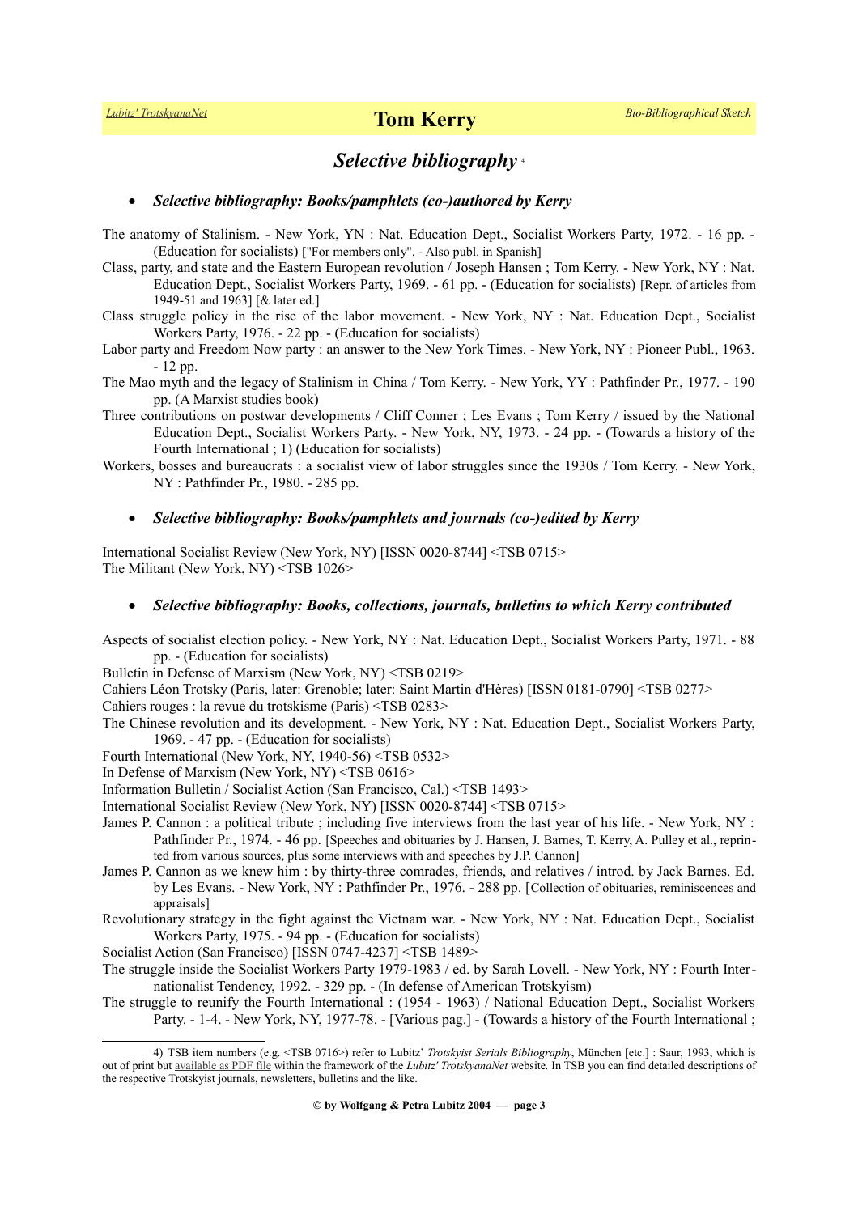## *Selective bibliography* [4]

- ***Selective bibliography: Books/pamphlets (co-)authored by Kerry***

The anatomy of Stalinism. - New York, YN : Nat. Education Dept., Socialist Workers Party, 1972. - 16 pp. - (Education for socialists) ["For members only". - Also publ. in Spanish]

Class, party, and state and the Eastern European revolution / Joseph Hansen ; Tom Kerry. - New York, NY : Nat. Education Dept., Socialist Workers Party, 1969. - 61 pp. - (Education for socialists) [Repr. of articles from 1949-51 and 1963] [& later ed.]

Class struggle policy in the rise of the labor movement. - New York, NY : Nat. Education Dept., Socialist Workers Party, 1976. - 22 pp. - (Education for socialists)

Labor party and Freedom Now party : an answer to the New York Times. - New York, NY : Pioneer Publ., 1963. - 12 pp.

The Mao myth and the legacy of Stalinism in China / Tom Kerry. - New York, YY : Pathfinder Pr., 1977. - 190 pp. (A Marxist studies book)

Three contributions on postwar developments / Cliff Conner ; Les Evans ; Tom Kerry / issued by the National Education Dept., Socialist Workers Party. - New York, NY, 1973. - 24 pp. - (Towards a history of the Fourth International ; 1) (Education for socialists)

Workers, bosses and bureaucrats : a socialist view of labor struggles since the 1930s / Tom Kerry. - New York, NY : Pathfinder Pr., 1980. - 285 pp.

- ***Selective bibliography: Books/pamphlets and journals (co-)edited by Kerry***

International Socialist Review (New York, NY) [ISSN 0020-8744] <TSB 0715>

The Militant (New York, NY) <TSB 1026>

- ***Selective bibliography: Books, collections, journals, bulletins to which Kerry contributed***

Aspects of socialist election policy. - New York, NY : Nat. Education Dept., Socialist Workers Party, 1971. - 88 pp. - (Education for socialists)

Bulletin in Defense of Marxism (New York, NY) <TSB 0219>

Cahiers Léon Trotsky (Paris, later: Grenoble; later: Saint Martin d'Hères) [ISSN 0181-0790] <TSB 0277>

Cahiers rouges : la revue du trotskisme (Paris) <TSB 0283>

The Chinese revolution and its development. - New York, NY : Nat. Education Dept., Socialist Workers Party, 1969. - 47 pp. - (Education for socialists)

Fourth International (New York, NY, 1940-56) <TSB 0532>

In Defense of Marxism (New York, NY) <TSB 0616>

Information Bulletin / Socialist Action (San Francisco, Cal.) <TSB 1493>

International Socialist Review (New York, NY) [ISSN 0020-8744] <TSB 0715>

James P. Cannon : a political tribute ; including five interviews from the last year of his life. - New York, NY : Pathfinder Pr., 1974. - 46 pp. [Speeches and obituaries by J. Hansen, J. Barnes, T. Kerry, A. Pulley et al., reprinted from various sources, plus some interviews with and speeches by J.P. Cannon]

James P. Cannon as we knew him : by thirty-three comrades, friends, and relatives / introd. by Jack Barnes. Ed. by Les Evans. - New York, NY : Pathfinder Pr., 1976. - 288 pp. [Collection of obituaries, reminiscences and appraisals]

Revolutionary strategy in the fight against the Vietnam war. - New York, NY : Nat. Education Dept., Socialist Workers Party, 1975. - 94 pp. - (Education for socialists)

Socialist Action (San Francisco) [ISSN 0747-4237] <TSB 1489>

The struggle inside the Socialist Workers Party 1979-1983 / ed. by Sarah Lovell. - New York, NY : Fourth Internationalist Tendency, 1992. - 329 pp. - (In defense of American Trotskyism)

The struggle to reunify the Fourth International : (1954 - 1963) / National Education Dept., Socialist Workers Party. - 1-4. - New York, NY, 1977-78. - [Various pag.] - (Towards a history of the Fourth International ;

---

4) TSB item numbers (e.g. <TSB 0716>) refer to Lubitz' *Trotskyist Serials Bibliography*, München [etc.] : Saur, 1993, which is out of print but available as PDF file within the framework of the *Lubitz' TrotskyanaNet* website. In TSB you can find detailed descriptions of the respective Trotskyist journals, newsletters, bulletins and the like.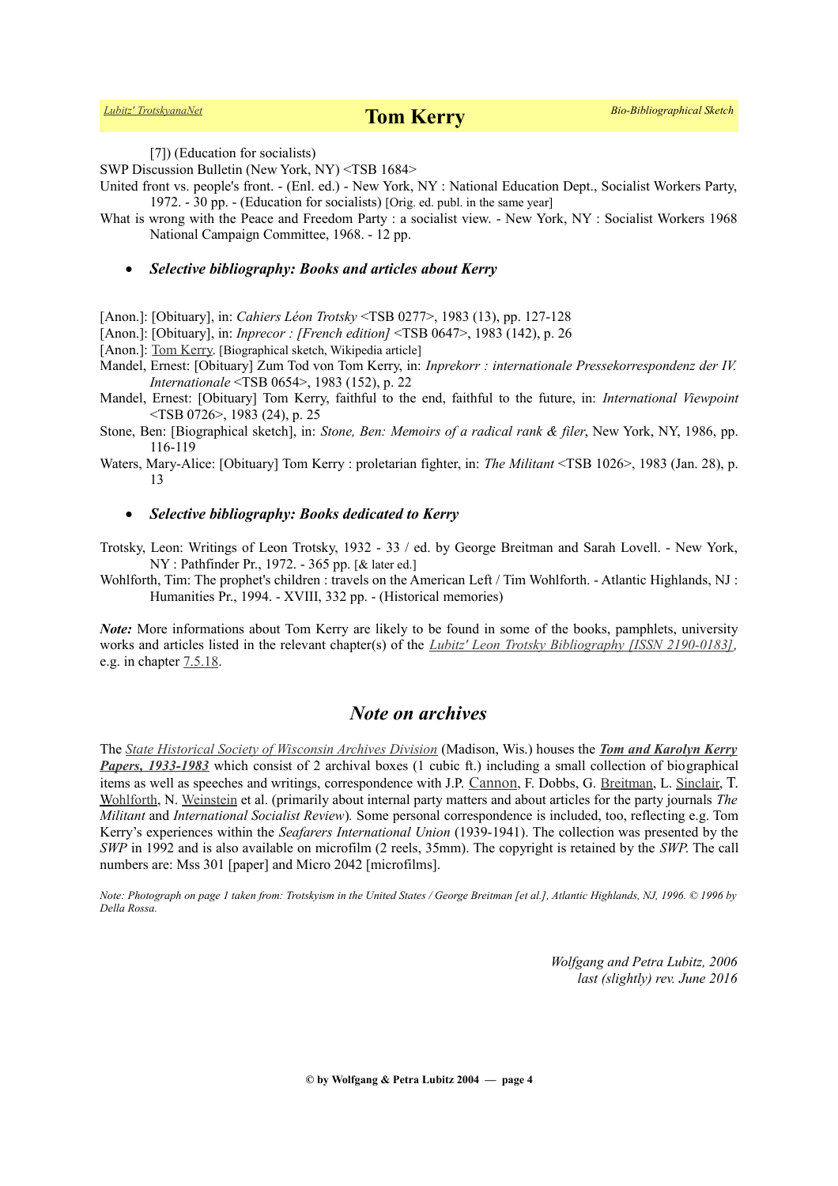[7]) (Education for socialists)

SWP Discussion Bulletin (New York, NY) <TSB 1684>

United front vs. people's front. - (Enl. ed.) - New York, NY : National Education Dept., Socialist Workers Party, 1972. - 30 pp. - (Education for socialists) [Orig. ed. publ. in the same year]

What is wrong with the Peace and Freedom Party : a socialist view. - New York, NY : Socialist Workers 1968 National Campaign Committee, 1968. - 12 pp.

- ***Selective bibliography: Books and articles about Kerry***

[Anon.]: [Obituary], in: *Cahiers Léon Trotsky* <TSB 0277>, 1983 (13), pp. 127-128

[Anon.]: [Obituary], in: *Inprecor : [French edition]* <TSB 0647>, 1983 (142), p. 26

[Anon.]: Tom Kerry. [Biographical sketch, Wikipedia article]

Mandel, Ernest: [Obituary] Zum Tod von Tom Kerry, in: *Inprekorr : internationale Pressekorrespondenz der IV. Internationale* <TSB 0654>, 1983 (152), p. 22

Mandel, Ernest: [Obituary] Tom Kerry, faithful to the end, faithful to the future, in: *International Viewpoint* <TSB 0726>, 1983 (24), p. 25

Stone, Ben: [Biographical sketch], in: *Stone, Ben: Memoirs of a radical rank & filer*, New York, NY, 1986, pp. 116-119

Waters, Mary-Alice: [Obituary] Tom Kerry : proletarian fighter, in: *The Militant* <TSB 1026>, 1983 (Jan. 28), p. 13

- ***Selective bibliography: Books dedicated to Kerry***

Trotsky, Leon: Writings of Leon Trotsky, 1932 - 33 / ed. by George Breitman and Sarah Lovell. - New York, NY : Pathfinder Pr., 1972. - 365 pp. [& later ed.]

Wohlforth, Tim: The prophet's children : travels on the American Left / Tim Wohlforth. - Atlantic Highlands, NJ : Humanities Pr., 1994. - XVIII, 332 pp. - (Historical memories)

***Note:*** More informations about Tom Kerry are likely to be found in some of the books, pamphlets, university works and articles listed in the relevant chapter(s) of the *Lubitz' Leon Trotsky Bibliography [ISSN 2190-0183]*, e.g. in chapter 7.5.18.

## *Note on archives*

The *State Historical Society of Wisconsin Archives Division* (Madison, Wis.) houses the ***Tom and Karolyn Kerry Papers, 1933-1983*** which consist of 2 archival boxes (1 cubic ft.) including a small collection of biographical items as well as speeches and writings, correspondence with J.P. Cannon, F. Dobbs, G. Breitman, L. Sinclair, T. Wohlforth, N. Weinstein et al. (primarily about internal party matters and about articles for the party journals *The Militant* and *International Socialist Review*). Some personal correspondence is included, too, reflecting e.g. Tom Kerry's experiences within the *Seafarers International Union* (1939-1941). The collection was presented by the *SWP* in 1992 and is also available on microfilm (2 reels, 35mm). The copyright is retained by the *SWP*. The call numbers are: Mss 301 [paper] and Micro 2042 [microfilms].

*Note: Photograph on page 1 taken from: Trotskyism in the United States / George Breitman [et al.], Atlantic Highlands, NJ, 1996. © 1996 by Della Rossa.*

*Wolfgang and Petra Lubitz, 2006*
*last (slightly) rev. June 2016*